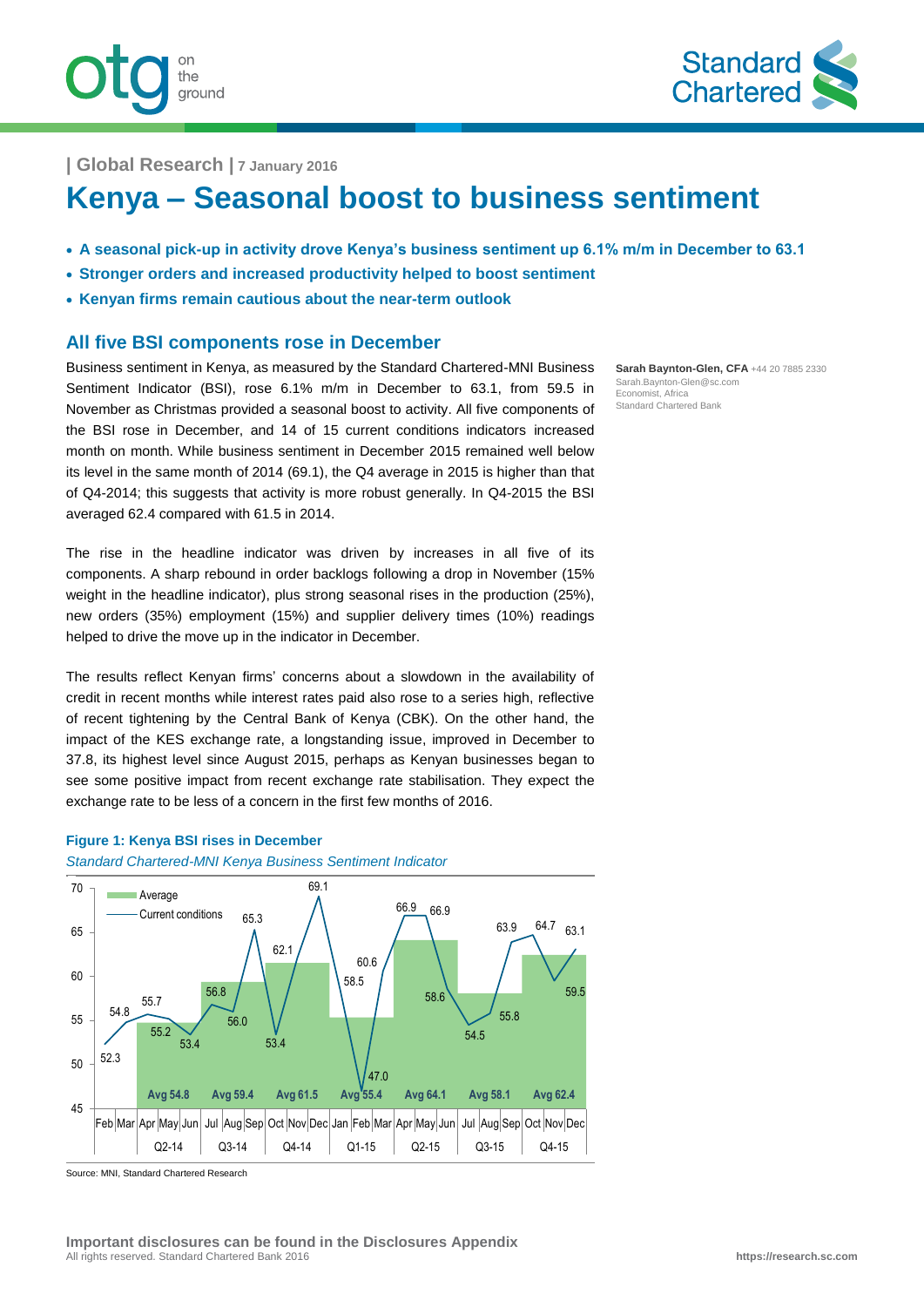| Global Research | 7 January 2016

# Kenya – Seasonal boost to business sentiment

- **A seasonal pick-up in activity drove Kenya's business sentiment up 6.1% m/m in December to 63.1**
- **Stronger orders and increased productivity helped to boost sentiment**
- **Kenyan firms remain cautious about the near-term outlook**

**Sarah Baynton-Glen, CFA** +44 20 7885 2330
Sarah.Baynton-Glen@sc.com
Economist, Africa
Standard Chartered Bank

## All five BSI components rose in December

Business sentiment in Kenya, as measured by the Standard Chartered-MNI Business Sentiment Indicator (BSI), rose 6.1% m/m in December to 63.1, from 59.5 in November as Christmas provided a seasonal boost to activity. All five components of the BSI rose in December, and 14 of 15 current conditions indicators increased month on month. While business sentiment in December 2015 remained well below its level in the same month of 2014 (69.1), the Q4 average in 2015 is higher than that of Q4-2014; this suggests that activity is more robust generally. In Q4-2015 the BSI averaged 62.4 compared with 61.5 in 2014.

The rise in the headline indicator was driven by increases in all five of its components. A sharp rebound in order backlogs following a drop in November (15% weight in the headline indicator), plus strong seasonal rises in the production (25%), new orders (35%) employment (15%) and supplier delivery times (10%) readings helped to drive the move up in the indicator in December.

The results reflect Kenyan firms' concerns about a slowdown in the availability of credit in recent months while interest rates paid also rose to a series high, reflective of recent tightening by the Central Bank of Kenya (CBK). On the other hand, the impact of the KES exchange rate, a longstanding issue, improved in December to 37.8, its highest level since August 2015, perhaps as Kenyan businesses began to see some positive impact from recent exchange rate stabilisation. They expect the exchange rate to be less of a concern in the first few months of 2016.

**Figure 1: Kenya BSI rises in December**

*Standard Chartered-MNI Kenya Business Sentiment Indicator*

Average
Current conditions

70, 65, 60, 55, 50, 45

52.3, 54.8, 55.7, 55.2, 53.4, 56.8, 56.0, 65.3, 53.4, 62.1, 69.1, 58.5, 60.6, 47.0, 66.9, 66.9, 58.6, 54.5, 55.8, 63.9, 64.7, 59.5, 63.1

Avg 54.8, Avg 59.4, Avg 61.5, Avg 55.4, Avg 64.1, Avg 58.1, Avg 62.4

Feb Mar Apr May Jun Jul Aug Sep Oct Nov Dec Jan Feb Mar Apr May Jun Jul Aug Sep Oct Nov Dec

Q2-14, Q3-14, Q4-14, Q1-15, Q2-15, Q3-15, Q4-15

Source: MNI, Standard Chartered Research

**Important disclosures can be found in the Disclosures Appendix**
All rights reserved. Standard Chartered Bank 2016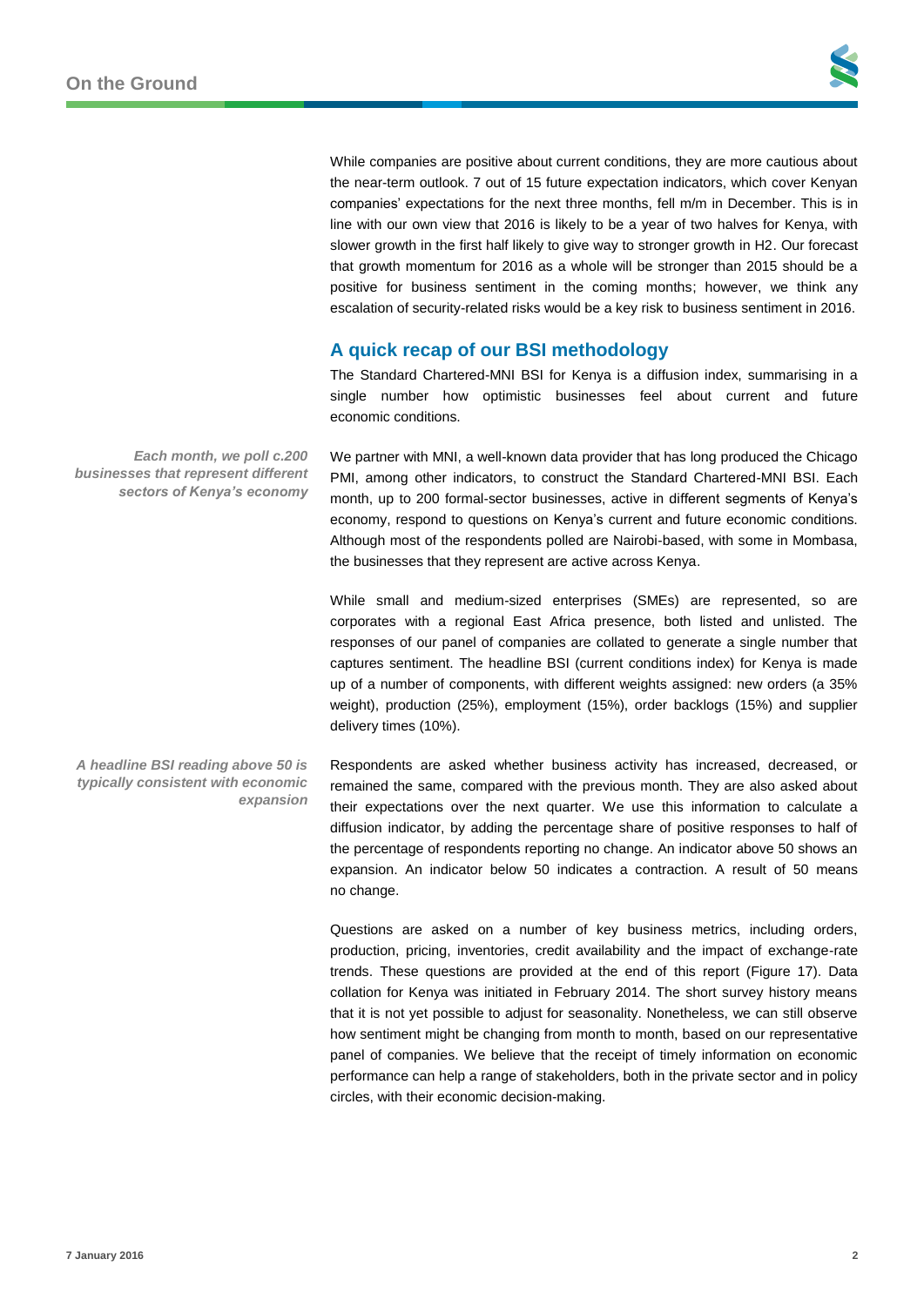While companies are positive about current conditions, they are more cautious about the near-term outlook. 7 out of 15 future expectation indicators, which cover Kenyan companies' expectations for the next three months, fell m/m in December. This is in line with our own view that 2016 is likely to be a year of two halves for Kenya, with slower growth in the first half likely to give way to stronger growth in H2. Our forecast that growth momentum for 2016 as a whole will be stronger than 2015 should be a positive for business sentiment in the coming months; however, we think any escalation of security-related risks would be a key risk to business sentiment in 2016.

## A quick recap of our BSI methodology

The Standard Chartered-MNI BSI for Kenya is a diffusion index, summarising in a single number how optimistic businesses feel about current and future economic conditions.

***Each month, we poll c.200 businesses that represent different sectors of Kenya's economy***

We partner with MNI, a well-known data provider that has long produced the Chicago PMI, among other indicators, to construct the Standard Chartered-MNI BSI. Each month, up to 200 formal-sector businesses, active in different segments of Kenya's economy, respond to questions on Kenya's current and future economic conditions. Although most of the respondents polled are Nairobi-based, with some in Mombasa, the businesses that they represent are active across Kenya.

While small and medium-sized enterprises (SMEs) are represented, so are corporates with a regional East Africa presence, both listed and unlisted. The responses of our panel of companies are collated to generate a single number that captures sentiment. The headline BSI (current conditions index) for Kenya is made up of a number of components, with different weights assigned: new orders (a 35% weight), production (25%), employment (15%), order backlogs (15%) and supplier delivery times (10%).

***A headline BSI reading above 50 is typically consistent with economic expansion***

Respondents are asked whether business activity has increased, decreased, or remained the same, compared with the previous month. They are also asked about their expectations over the next quarter. We use this information to calculate a diffusion indicator, by adding the percentage share of positive responses to half of the percentage of respondents reporting no change. An indicator above 50 shows an expansion. An indicator below 50 indicates a contraction. A result of 50 means no change.

Questions are asked on a number of key business metrics, including orders, production, pricing, inventories, credit availability and the impact of exchange-rate trends. These questions are provided at the end of this report (Figure 17). Data collation for Kenya was initiated in February 2014. The short survey history means that it is not yet possible to adjust for seasonality. Nonetheless, we can still observe how sentiment might be changing from month to month, based on our representative panel of companies. We believe that the receipt of timely information on economic performance can help a range of stakeholders, both in the private sector and in policy circles, with their economic decision-making.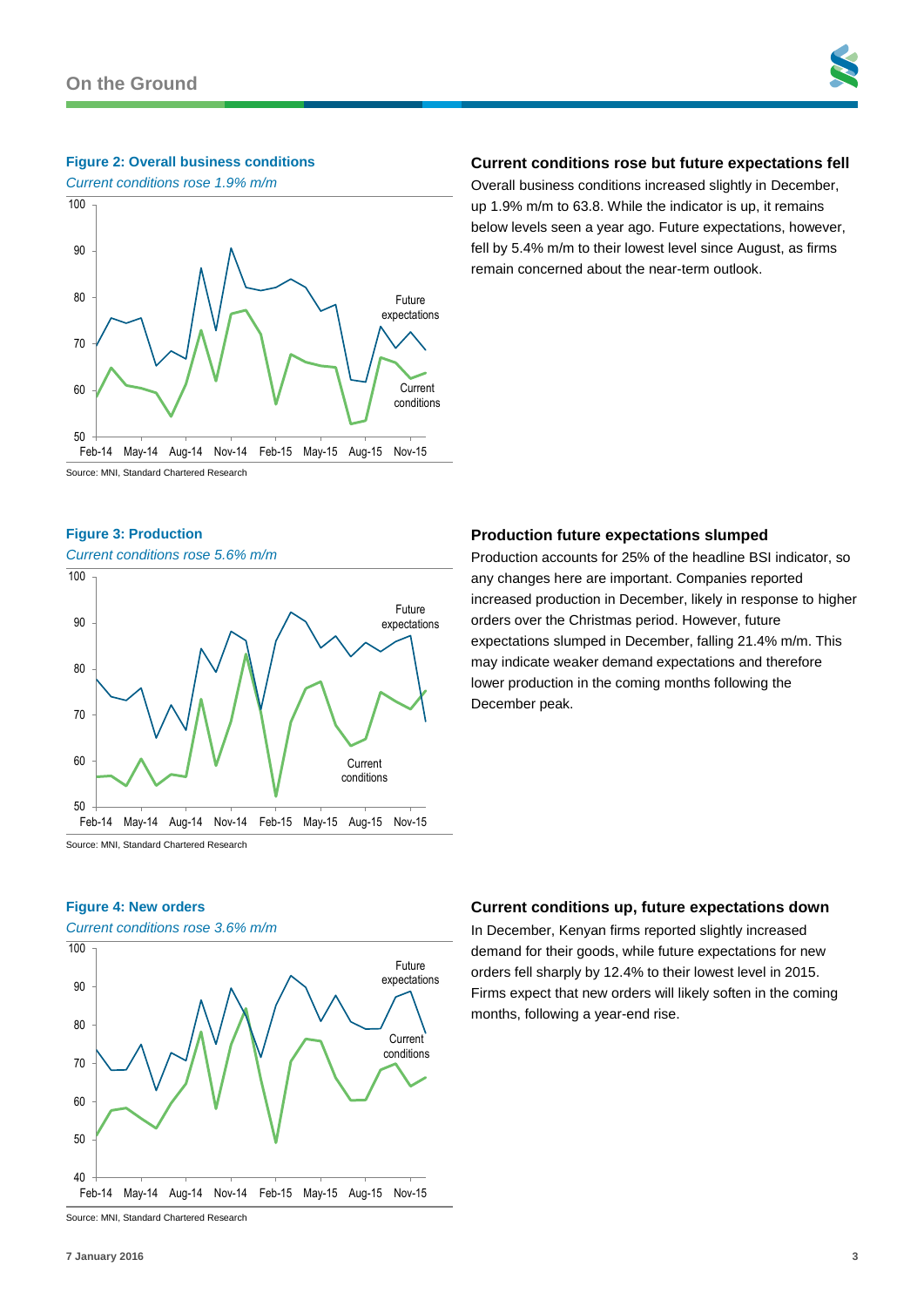**Figure 2: Overall business conditions**

*Current conditions rose 1.9% m/m*

100
90
80
70
60
50
Feb-14 May-14 Aug-14 Nov-14 Feb-15 May-15 Aug-15 Nov-15
Future expectations
Current conditions

Source: MNI, Standard Chartered Research

### Current conditions rose but future expectations fell

Overall business conditions increased slightly in December, up 1.9% m/m to 63.8. While the indicator is up, it remains below levels seen a year ago. Future expectations, however, fell by 5.4% m/m to their lowest level since August, as firms remain concerned about the near-term outlook.

**Figure 3: Production**

*Current conditions rose 5.6% m/m*

100
90
80
70
60
50
Feb-14 May-14 Aug-14 Nov-14 Feb-15 May-15 Aug-15 Nov-15
Future expectations
Current conditions

Source: MNI, Standard Chartered Research

### Production future expectations slumped

Production accounts for 25% of the headline BSI indicator, so any changes here are important. Companies reported increased production in December, likely in response to higher orders over the Christmas period. However, future expectations slumped in December, falling 21.4% m/m. This may indicate weaker demand expectations and therefore lower production in the coming months following the December peak.

**Figure 4: New orders**

*Current conditions rose 3.6% m/m*

100
90
80
70
60
50
40
Feb-14 May-14 Aug-14 Nov-14 Feb-15 May-15 Aug-15 Nov-15
Future expectations
Current conditions

Source: MNI, Standard Chartered Research

### Current conditions up, future expectations down

In December, Kenyan firms reported slightly increased demand for their goods, while future expectations for new orders fell sharply by 12.4% to their lowest level in 2015. Firms expect that new orders will likely soften in the coming months, following a year-end rise.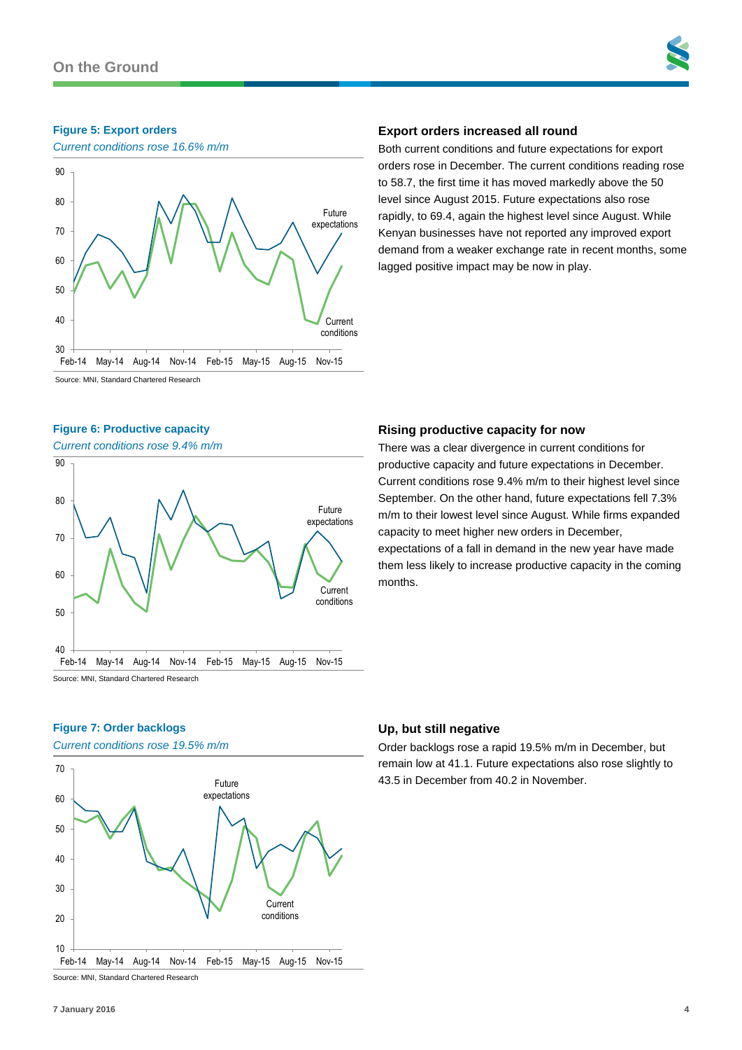**Figure 5: Export orders**

*Current conditions rose 16.6% m/m*

90
80
70
60
50
40
30
Feb-14 May-14 Aug-14 Nov-14 Feb-15 May-15 Aug-15 Nov-15
Future expectations
Current conditions

Source: MNI, Standard Chartered Research

### Export orders increased all round

Both current conditions and future expectations for export orders rose in December. The current conditions reading rose to 58.7, the first time it has moved markedly above the 50 level since August 2015. Future expectations also rose rapidly, to 69.4, again the highest level since August. While Kenyan businesses have not reported any improved export demand from a weaker exchange rate in recent months, some lagged positive impact may be now in play.

**Figure 6: Productive capacity**

*Current conditions rose 9.4% m/m*

90
80
70
60
50
40
Feb-14 May-14 Aug-14 Nov-14 Feb-15 May-15 Aug-15 Nov-15
Future expectations
Current conditions

Source: MNI, Standard Chartered Research

### Rising productive capacity for now

There was a clear divergence in current conditions for productive capacity and future expectations in December. Current conditions rose 9.4% m/m to their highest level since September. On the other hand, future expectations fell 7.3% m/m to their lowest level since August. While firms expanded capacity to meet higher new orders in December, expectations of a fall in demand in the new year have made them less likely to increase productive capacity in the coming months.

**Figure 7: Order backlogs**

*Current conditions rose 19.5% m/m*

70
60
50
40
30
20
10
Feb-14 May-14 Aug-14 Nov-14 Feb-15 May-15 Aug-15 Nov-15
Future expectations
Current conditions

Source: MNI, Standard Chartered Research

### Up, but still negative

Order backlogs rose a rapid 19.5% m/m in December, but remain low at 41.1. Future expectations also rose slightly to 43.5 in December from 40.2 in November.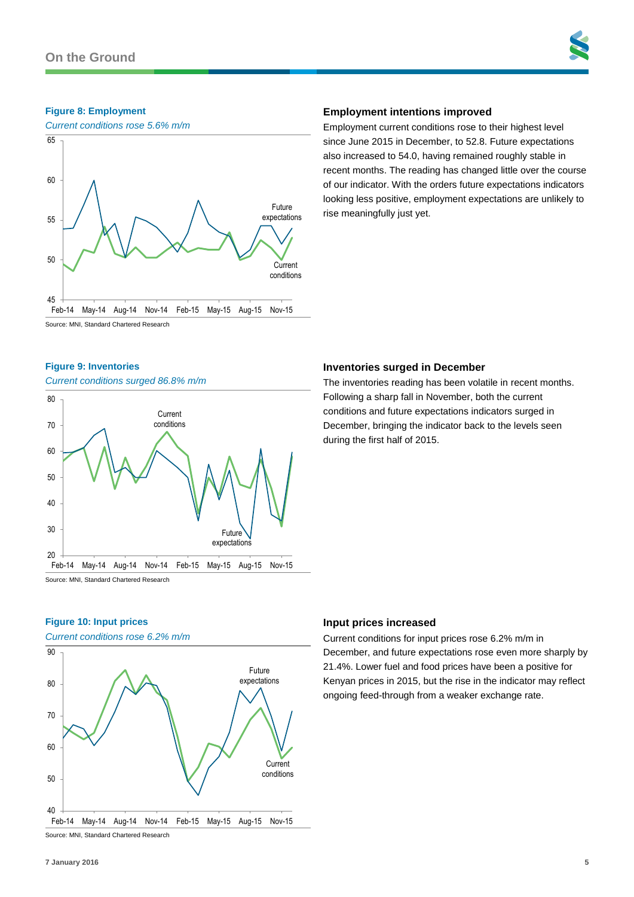#### Figure 8: Employment

*Current conditions rose 5.6% m/m*

65
60
55
50
45

Future expectations

Current conditions

Feb-14 May-14 Aug-14 Nov-14 Feb-15 May-15 Aug-15 Nov-15

Source: MNI, Standard Chartered Research

### Employment intentions improved

Employment current conditions rose to their highest level since June 2015 in December, to 52.8. Future expectations also increased to 54.0, having remained roughly stable in recent months. The reading has changed little over the course of our indicator. With the orders future expectations indicators looking less positive, employment expectations are unlikely to rise meaningfully just yet.

#### Figure 9: Inventories

*Current conditions surged 86.8% m/m*

80
70
60
50
40
30
20

Current conditions

Future expectations

Feb-14 May-14 Aug-14 Nov-14 Feb-15 May-15 Aug-15 Nov-15

Source: MNI, Standard Chartered Research

### Inventories surged in December

The inventories reading has been volatile in recent months. Following a sharp fall in November, both the current conditions and future expectations indicators surged in December, bringing the indicator back to the levels seen during the first half of 2015.

#### Figure 10: Input prices

*Current conditions rose 6.2% m/m*

90
80
70
60
50
40

Future expectations

Current conditions

Feb-14 May-14 Aug-14 Nov-14 Feb-15 May-15 Aug-15 Nov-15

Source: MNI, Standard Chartered Research

### Input prices increased

Current conditions for input prices rose 6.2% m/m in December, and future expectations rose even more sharply by 21.4%. Lower fuel and food prices have been a positive for Kenyan prices in 2015, but the rise in the indicator may reflect ongoing feed-through from a weaker exchange rate.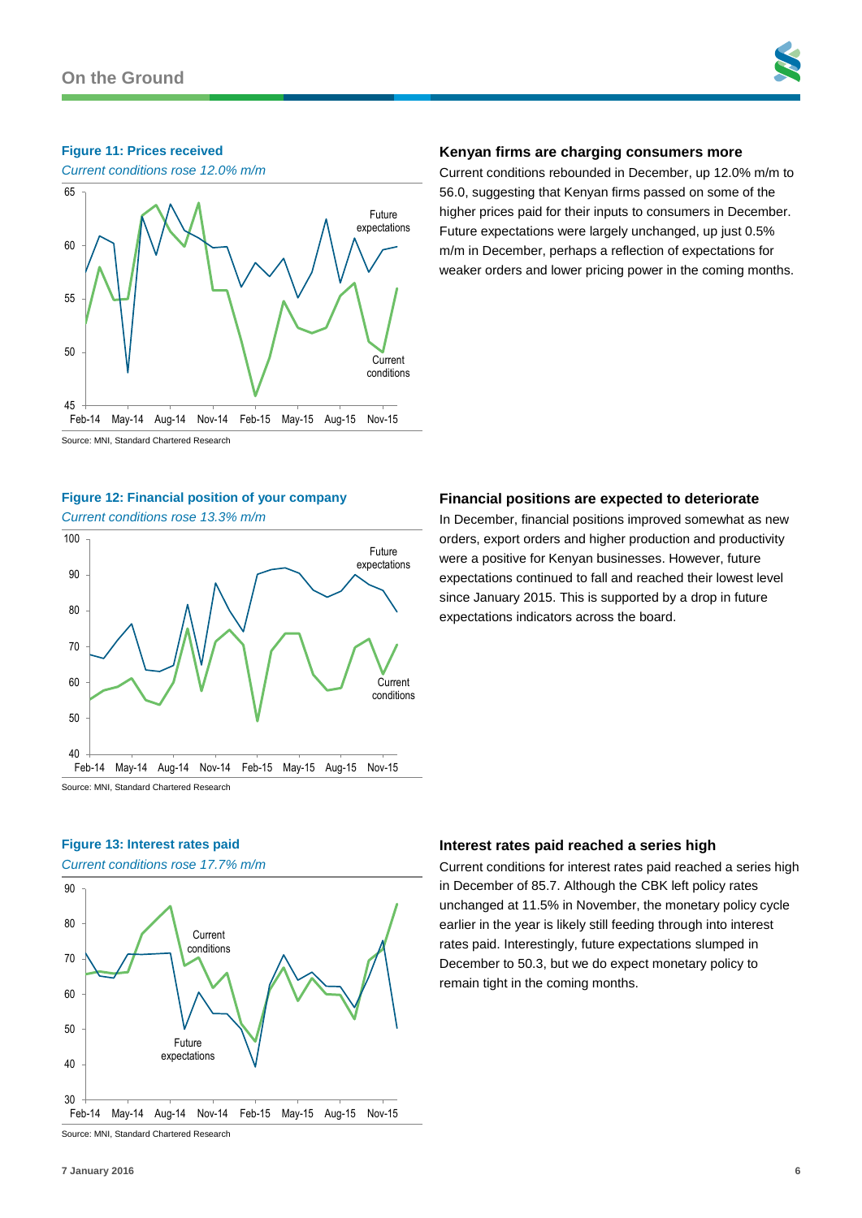**Figure 11: Prices received**

*Current conditions rose 12.0% m/m*

65
60
55
50
45
Feb-14 May-14 Aug-14 Nov-14 Feb-15 May-15 Aug-15 Nov-15
Future expectations
Current conditions

Source: MNI, Standard Chartered Research

### Kenyan firms are charging consumers more

Current conditions rebounded in December, up 12.0% m/m to 56.0, suggesting that Kenyan firms passed on some of the higher prices paid for their inputs to consumers in December. Future expectations were largely unchanged, up just 0.5% m/m in December, perhaps a reflection of expectations for weaker orders and lower pricing power in the coming months.

**Figure 12: Financial position of your company**

*Current conditions rose 13.3% m/m*

100
90
80
70
60
50
40
Feb-14 May-14 Aug-14 Nov-14 Feb-15 May-15 Aug-15 Nov-15
Future expectations
Current conditions

Source: MNI, Standard Chartered Research

### Financial positions are expected to deteriorate

In December, financial positions improved somewhat as new orders, export orders and higher production and productivity were a positive for Kenyan businesses. However, future expectations continued to fall and reached their lowest level since January 2015. This is supported by a drop in future expectations indicators across the board.

**Figure 13: Interest rates paid**

*Current conditions rose 17.7% m/m*

90
80
70
60
50
40
30
Feb-14 May-14 Aug-14 Nov-14 Feb-15 May-15 Aug-15 Nov-15
Current conditions
Future expectations

Source: MNI, Standard Chartered Research

### Interest rates paid reached a series high

Current conditions for interest rates paid reached a series high in December of 85.7. Although the CBK left policy rates unchanged at 11.5% in November, the monetary policy cycle earlier in the year is likely still feeding through into interest rates paid. Interestingly, future expectations slumped in December to 50.3, but we do expect monetary policy to remain tight in the coming months.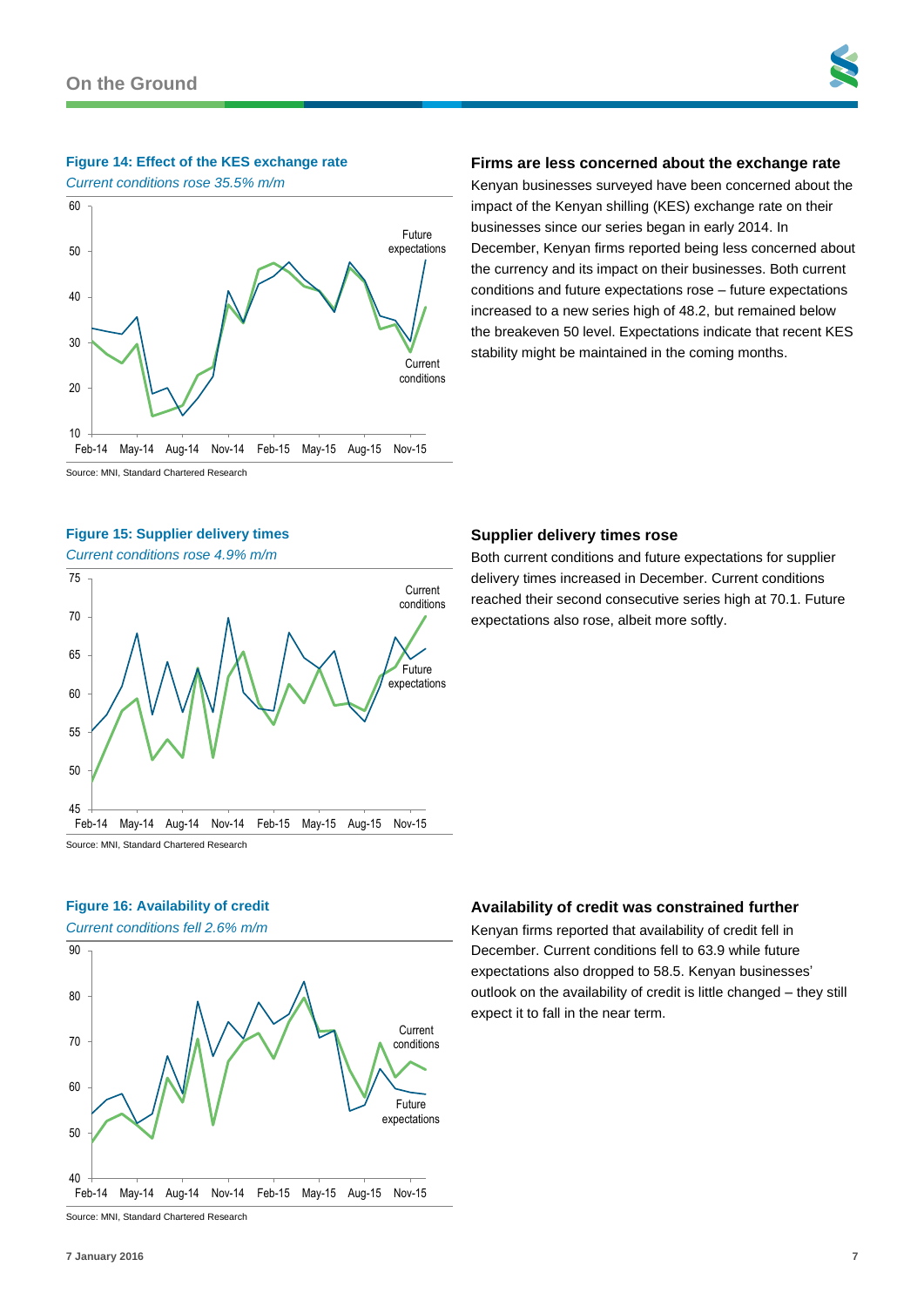**Figure 14: Effect of the KES exchange rate**

*Current conditions rose 35.5% m/m*

60
50
40
30
20
10
Feb-14 May-14 Aug-14 Nov-14 Feb-15 May-15 Aug-15 Nov-15
Future expectations
Current conditions

Source: MNI, Standard Chartered Research

### Firms are less concerned about the exchange rate

Kenyan businesses surveyed have been concerned about the impact of the Kenyan shilling (KES) exchange rate on their businesses since our series began in early 2014. In December, Kenyan firms reported being less concerned about the currency and its impact on their businesses. Both current conditions and future expectations rose – future expectations increased to a new series high of 48.2, but remained below the breakeven 50 level. Expectations indicate that recent KES stability might be maintained in the coming months.

**Figure 15: Supplier delivery times**

*Current conditions rose 4.9% m/m*

75
70
65
60
55
50
45
Feb-14 May-14 Aug-14 Nov-14 Feb-15 May-15 Aug-15 Nov-15
Current conditions
Future expectations

Source: MNI, Standard Chartered Research

### Supplier delivery times rose

Both current conditions and future expectations for supplier delivery times increased in December. Current conditions reached their second consecutive series high at 70.1. Future expectations also rose, albeit more softly.

**Figure 16: Availability of credit**

*Current conditions fell 2.6% m/m*

90
80
70
60
50
40
Feb-14 May-14 Aug-14 Nov-14 Feb-15 May-15 Aug-15 Nov-15
Current conditions
Future expectations

Source: MNI, Standard Chartered Research

### Availability of credit was constrained further

Kenyan firms reported that availability of credit fell in December. Current conditions fell to 63.9 while future expectations also dropped to 58.5. Kenyan businesses' outlook on the availability of credit is little changed – they still expect it to fall in the near term.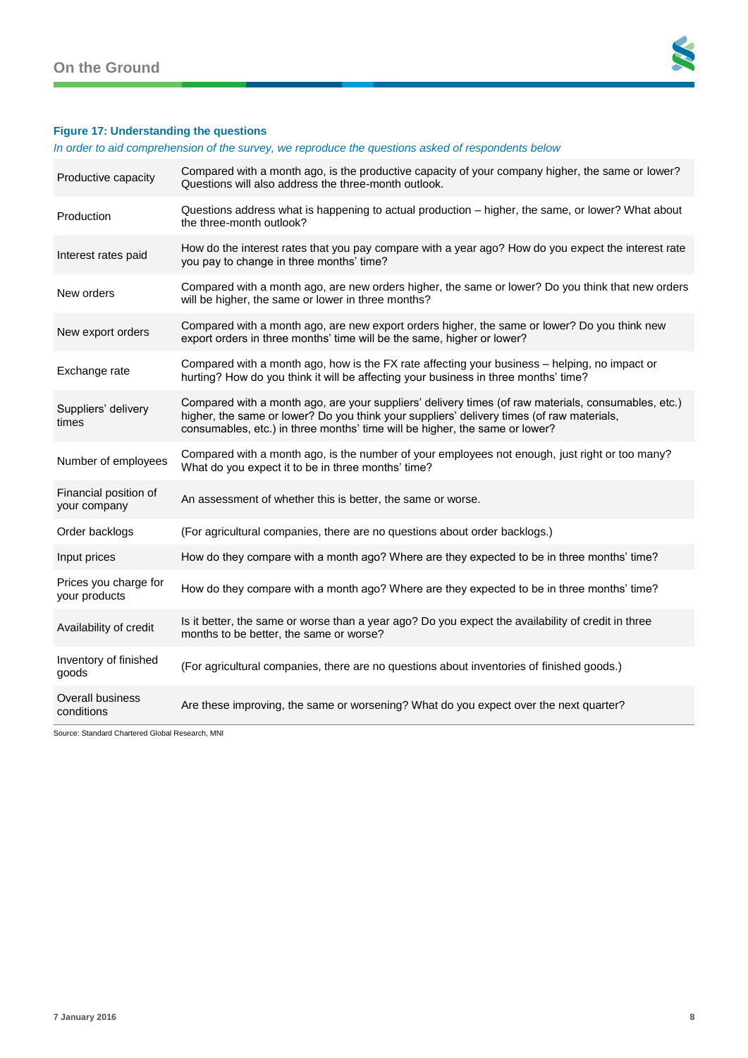### Figure 17: Understanding the questions

*In order to aid comprehension of the survey, we reproduce the questions asked of respondents below*

| | |
|---|---|
| Productive capacity | Compared with a month ago, is the productive capacity of your company higher, the same or lower? Questions will also address the three-month outlook. |
| Production | Questions address what is happening to actual production – higher, the same, or lower? What about the three-month outlook? |
| Interest rates paid | How do the interest rates that you pay compare with a year ago? How do you expect the interest rate you pay to change in three months' time? |
| New orders | Compared with a month ago, are new orders higher, the same or lower? Do you think that new orders will be higher, the same or lower in three months? |
| New export orders | Compared with a month ago, are new export orders higher, the same or lower? Do you think new export orders in three months' time will be the same, higher or lower? |
| Exchange rate | Compared with a month ago, how is the FX rate affecting your business – helping, no impact or hurting? How do you think it will be affecting your business in three months' time? |
| Suppliers' delivery times | Compared with a month ago, are your suppliers' delivery times (of raw materials, consumables, etc.) higher, the same or lower? Do you think your suppliers' delivery times (of raw materials, consumables, etc.) in three months' time will be higher, the same or lower? |
| Number of employees | Compared with a month ago, is the number of your employees not enough, just right or too many? What do you expect it to be in three months' time? |
| Financial position of your company | An assessment of whether this is better, the same or worse. |
| Order backlogs | (For agricultural companies, there are no questions about order backlogs.) |
| Input prices | How do they compare with a month ago? Where are they expected to be in three months' time? |
| Prices you charge for your products | How do they compare with a month ago? Where are they expected to be in three months' time? |
| Availability of credit | Is it better, the same or worse than a year ago? Do you expect the availability of credit in three months to be better, the same or worse? |
| Inventory of finished goods | (For agricultural companies, there are no questions about inventories of finished goods.) |
| Overall business conditions | Are these improving, the same or worsening? What do you expect over the next quarter? |

Source: Standard Chartered Global Research, MNI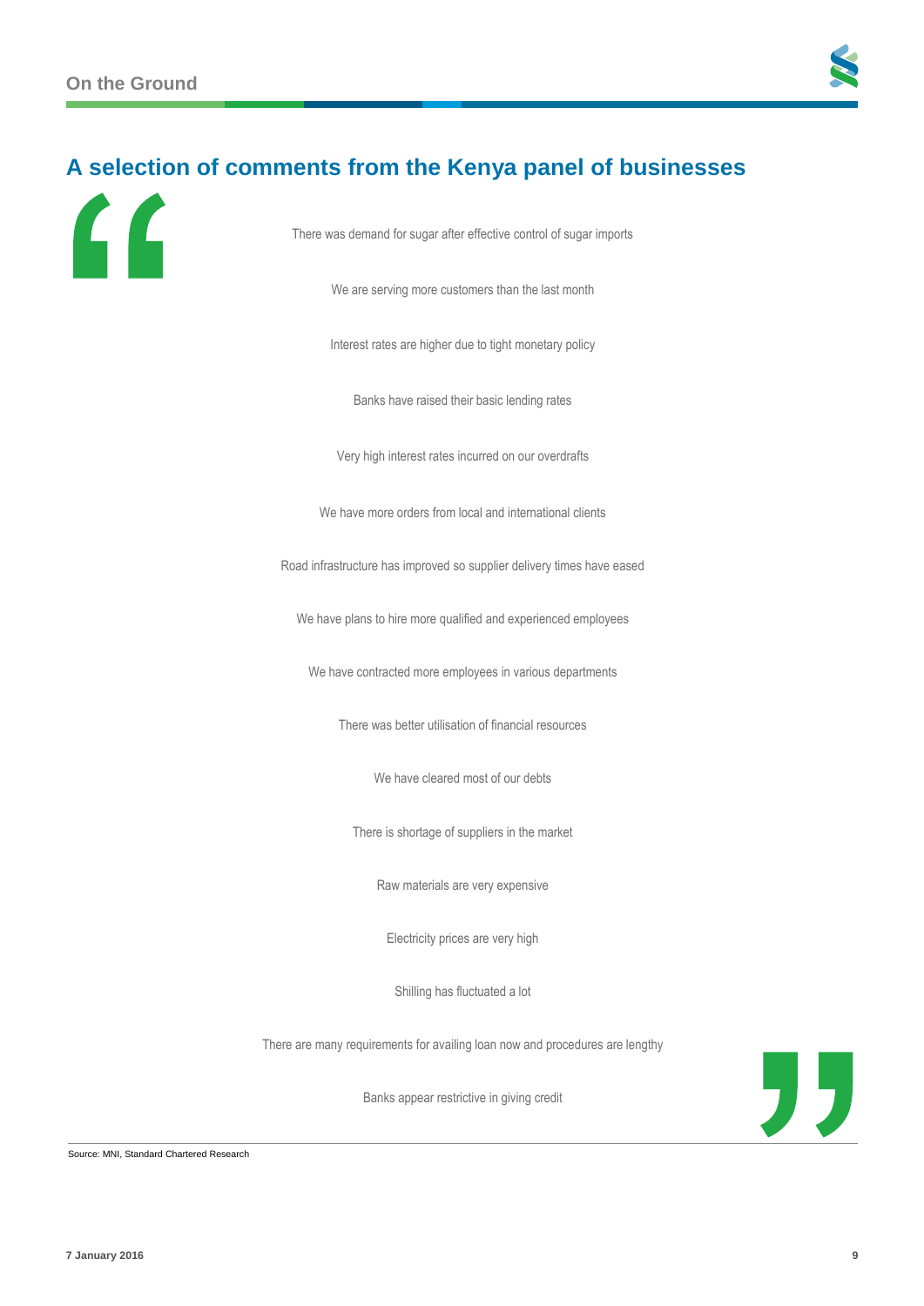## A selection of comments from the Kenya panel of businesses

There was demand for sugar after effective control of sugar imports

We are serving more customers than the last month

Interest rates are higher due to tight monetary policy

Banks have raised their basic lending rates

Very high interest rates incurred on our overdrafts

We have more orders from local and international clients

Road infrastructure has improved so supplier delivery times have eased

We have plans to hire more qualified and experienced employees

We have contracted more employees in various departments

There was better utilisation of financial resources

We have cleared most of our debts

There is shortage of suppliers in the market

Raw materials are very expensive

Electricity prices are very high

Shilling has fluctuated a lot

There are many requirements for availing loan now and procedures are lengthy

Banks appear restrictive in giving credit

Source: MNI, Standard Chartered Research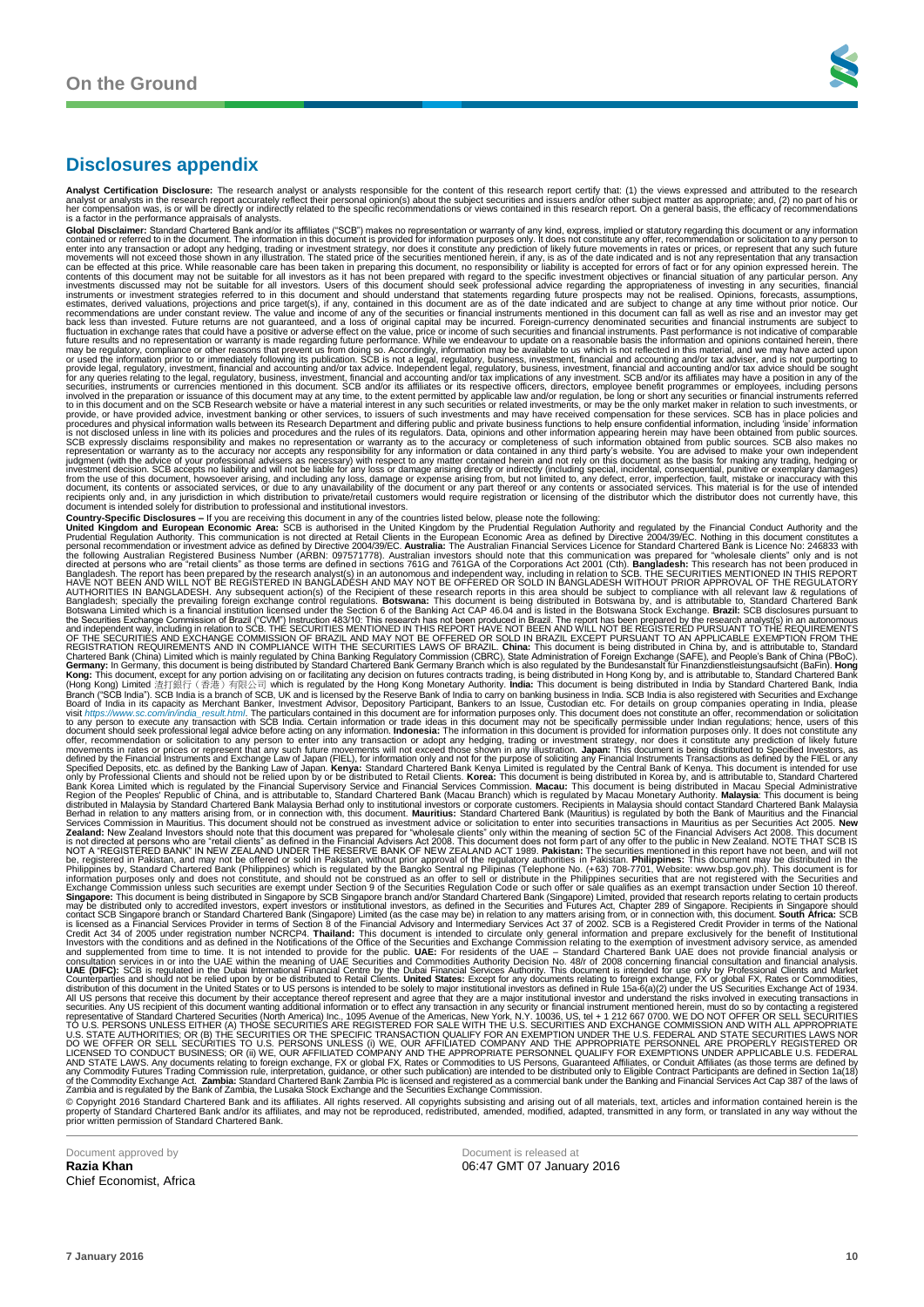## Disclosures appendix

**Analyst Certification Disclosure:** The research analyst or analysts responsible for the content of this research report certify that: (1) the views expressed and attributed to the research analyst or analysts in the research report accurately reflect their personal opinion(s) about the subject securities and issuers and/or other subject matter as appropriate; and, (2) no part of his or her compensation was, is or will be directly or indirectly related to the specific recommendations or views contained in this research report. On a general basis, the efficacy of recommendations is a factor in the performance appraisals of analysts.

**Global Disclaimer:** Standard Chartered Bank and/or its affiliates ("SCB") makes no representation or warranty of any kind, express, implied or statutory regarding this document or any information contained or referred to in the document. The information in this document is provided for information purposes only. It does not constitute any offer, recommendation or solicitation to any person to enter into any transaction or adopt any hedging, trading or investment strategy, nor does it constitute any prediction of likely future movements in rates or prices, or represent that any such future movements will not exceed those shown in any illustration. The stated price of the securities mentioned herein, if any, is as of the date indicated and is not any representation that any transaction can be effected at this price. While reasonable care has been taken in preparing this document, no responsibility or liability is accepted for errors of fact or for any opinion expressed herein. The contents of this document may not be suitable for all investors as it has not been prepared with regard to the specific investment objectives or financial situation of any particular person. Any investments discussed may not be suitable for all investors. Users of this document should seek professional advice regarding the appropriateness of investing in any securities, financial instruments or investment strategies referred to in this document and should understand that statements regarding future prospects may not be realised. Opinions, forecasts, assumptions, estimates, derived valuations, projections and price target(s), if any, contained in this document are as of the date indicated and are subject to change at any time without prior notice. Our recommendations are under constant review. The value and income of any of the securities or financial instruments mentioned in this document can fall as well as rise and an investor may get back less than invested. Future returns are not guaranteed, and a loss of original capital may be incurred. Foreign-currency denominated securities and financial instruments are subject to fluctuation in exchange rates that could have a positive or adverse effect on the value, price or income of such securities and financial instruments. Past performance is not indicative of comparable future results and no representation or warranty is made regarding future performance. While we endeavour to update on a reasonable basis the information and opinions contained herein, there may be regulatory, compliance or other reasons that prevent us from doing so. Accordingly, information may be available to us which is not reflected in this material, and we may have acted upon or used the information prior to or immediately following its publication. SCB is not a legal, regulatory, business, investment, financial and accounting and/or tax adviser, and is not purporting to provide legal, regulatory, investment, financial and accounting and/or tax advice. Independent legal, regulatory, business, investment, financial and accounting and/or tax advice should be sought for any queries relating to the legal, regulatory, business, investment, financial and accounting and/or tax implications of any investment. SCB and/or its affiliates may have a position in any of the securities, instruments or currencies mentioned in this document. SCB and/or its affiliates or its respective officers, directors, employee benefit programmes or employees, including persons involved in the preparation or issuance of this document may at any time, to the extent permitted by applicable law and/or regulation, be long or short any securities or financial instruments referred to in this document and on the SCB Research website or have a material interest in any such securities or related investments, or may be the only market maker in relation to such investments, or provide, or have provided advice, investment banking or other services, to issuers of such investments and may have received compensation for these services. SCB has in place policies and procedures and physical information walls between its Research Department and differing public and private business functions to help ensure confidential information, including 'inside' information is not disclosed unless in line with its policies and procedures and the rules of its regulators. Data, opinions and other information appearing herein may have been obtained from public sources. SCB expressly disclaims responsibility and makes no representation or warranty as to the accuracy or completeness of such information obtained from public sources. SCB also makes no representation or warranty as to the accuracy nor accepts any responsibility for any information or data contained in any third party's website. You are advised to make your own independent judgment (with the advice of your professional advisers as necessary) with respect to any matter contained herein and not rely on this document as the basis for making any trading, hedging or investment decision. SCB accepts no liability and will not be liable for any loss or damage arising directly or indirectly (including special, incidental, consequential, punitive or exemplary damages) from the use of this document, howsoever arising, and including any loss, damage or expense arising from, but not limited to, any defect, error, imperfection, fault, mistake or inaccuracy with this document, its contents or associated services, or due to any unavailability of the document or any part thereof or any contents or associated services. This material is for the use of intended recipients only and, in any jurisdiction in which distribution to private/retail customers would require registration or licensing of the distributor which the distributor does not currently have, this document is intended solely for distribution to professional and institutional investors.

**Country-Specific Disclosures –** If you are receiving this document in any of the countries listed below, please note the following:

**United Kingdom and European Economic Area:** SCB is authorised in the United Kingdom by the Prudential Regulation Authority and regulated by the Financial Conduct Authority and the Prudential Regulation Authority. This communication is not directed at Retail Clients in the European Economic Area as defined by Directive 2004/39/EC. Nothing in this document constitutes a personal recommendation or investment advice as defined by Directive 2004/39/EC. **Australia:** The Australian Financial Services Licence for Standard Chartered Bank is Licence No: 246833 with the following Australian Registered Business Number (ARBN: 097571778). Australian investors should note that this communication was prepared for "wholesale clients" only and is not directed at persons who are "retail clients" as those terms are defined in sections 761G and 761GA of the Corporations Act 2001 (Cth). **Bangladesh:** This research has not been produced in Bangladesh. The report has been prepared by the research analyst(s) in an autonomous and independent way, including in relation to SCB. THE SECURITIES MENTIONED IN THIS REPORT HAVE NOT BEEN AND WILL NOT BE REGISTERED IN BANGLADESH AND MAY NOT BE OFFERED OR SOLD IN BANGLADESH WITHOUT PRIOR APPROVAL OF THE REGULATORY AUTHORITIES IN BANGLADESH. Any subsequent action(s) of the Recipient of these research reports in this area should be subject to compliance with all relevant law & regulations of Bangladesh; specially the prevailing foreign exchange control regulations. **Botswana:** This document is being distributed in Botswana by, and is attributable to, Standard Chartered Bank Botswana Limited which is a financial institution licensed under the Section 6 of the Banking Act CAP 46.04 and is listed in the Botswana Stock Exchange. **Brazil:** SCB disclosures pursuant to the Securities Exchange Commission of Brazil ("CVM") Instruction 483/10: This research has not been produced in Brazil. The report has been prepared by the research analyst(s) in an autonomous and independent way, including in relation to SCB. THE SECURITIES MENTIONED IN THIS REPORT HAVE NOT BEEN AND WILL NOT BE REGISTERED PURSUANT TO THE REQUIREMENTS OF THE SECURITIES AND EXCHANGE COMMISSION OF BRAZIL AND MAY NOT BE OFFERED OR SOLD IN BRAZIL EXCEPT PURSUANT TO AN APPLICABLE EXEMPTION FROM THE REGISTRATION REQUIREMENTS AND IN COMPLIANCE WITH THE SECURITIES LAWS OF BRAZIL. **China:** This document is being distributed in China by, and is attributable to, Standard Chartered Bank (China) Limited which is mainly regulated by China Banking Regulatory Commission (CBRC), State Administration of Foreign Exchange (SAFE), and People's Bank of China (PBoC). **Germany:** In Germany, this document is being distributed by Standard Chartered Bank Germany Branch which is also regulated by the Bundesanstalt für Finanzdienstleistungsaufsicht (BaFin). **Hong Kong:** This document, except for any portion advising on or facilitating any decision on futures contracts trading, is being distributed in Hong Kong by, and is attributable to, Standard Chartered Bank (Hong Kong) Limited 渣打銀行（香港）有限公司 which is regulated by the Hong Kong Monetary Authority. **India:** This document is being distributed in India by Standard Chartered Bank, India Branch ("SCB India"). SCB India is a branch of SCB, UK and is licensed by the Reserve Bank of India to carry on banking business in India. SCB India is also registered with Securities and Exchange Board of India in its capacity as Merchant Banker, Investment Advisor, Depository Participant, Bankers to an Issue, Custodian etc. For details on group companies operating in India, please visit *https://www.sc.com/in/india_result.html*. The particulars contained in this document are for information purposes only. This document does not constitute an offer, recommendation or solicitation to any person to execute any transaction with SCB India. Certain information or trade ideas in this document may not be specifically permissible under Indian regulations; hence any recipient of this document should seek professional legal advice before acting on any information. **Indonesia:** The information in this document is provided for information purposes only. It does not constitute any offer, recommendation or solicitation to any person to enter into any transaction or adopt any hedging, trading or investment strategy, nor does it constitute any prediction of likely future movements in rates or prices or represent that any such future movements will not exceed those shown in any illustration. **Japan:** This document is being distributed to Specified Investors, as defined by the Financial Instruments and Exchange Law of Japan (FIEL), for information only and not for the purpose of soliciting any Financial Instruments Transactions as defined by the FIEL or any Specified Deposits, etc. as defined by the Banking Law of Japan. **Kenya:** Standard Chartered Bank Kenya Limited is regulated by the Central Bank of Kenya. This document is intended for use only by Professional Clients and should not be relied upon by or be distributed to Retail Clients. **Korea:** This document is being distributed in Korea by, and is attributable to, Standard Chartered Bank Korea Limited which is regulated by the Financial Supervisory Service and Financial Services Commission. **Macau:** This document is being distributed in Macau Special Administrative Region of the Peoples' Republic of China, and is attributable to, Standard Chartered Bank (Macau Branch) which is regulated by Macau Monetary Authority. **Malaysia:** This document is being distributed in Malaysia by Standard Chartered Bank Malaysia Berhad only to institutional investors or corporate customers. Recipients in Malaysia should contact Standard Chartered Bank Malaysia Berhad in relation to any matters arising from, or in connection with, this document. **Mauritius:** Standard Chartered Bank (Mauritius) is regulated by both the Bank of Mauritius and the Financial Services Commission in Mauritius. This document should not be construed as investment advice or solicitation to enter into securities transactions in Mauritius as per Securities Act 2005. **New Zealand:** New Zealand Investors should note that this document was prepared for "wholesale clients" only within the meaning of section 5C of the Financial Advisers Act 2008. This document is not directed at persons who are "retail clients" as defined in the Financial Advisers Act 2008. This document does not form part of any offer to the public in New Zealand. NOTE THAT SCB IS NOT A "REGISTERED BANK" IN NEW ZEALAND UNDER THE RESERVE BANK OF NEW ZEALAND ACT 1989. **Pakistan:** The securities mentioned in this report have not been, and will not be, registered in Pakistan, and may not be offered or sold in Pakistan, without prior approval of the regulatory authorities in Pakistan. **Philippines:** This document may be distributed in the Philippines by, Standard Chartered Bank (Philippines) which is regulated by the Bangko Sentral ng Pilipinas (Telephone No. (+63) 708-7701, Website: www.bsp.gov.ph). This document is for information purposes only and does not constitute, and should not be construed as an offer to sell or distribute in the Philippines securities that are not registered with the Securities and Exchange Commission unless such securities are exempt under Section 9 of the Securities Regulation Code or such offer or sale qualifies as an exempt transaction under Section 10 thereof. **Singapore:** This document is being distributed in Singapore by SCB Singapore branch and/or Standard Chartered Bank (Singapore) Limited, provided that research reports relating to certain products may be distributed only to accredited investors, expert investors or institutional investors, as defined in the Securities and Futures Act, Chapter 289 of Singapore. Recipients in Singapore should contact SCB Singapore branch or Standard Chartered Bank (Singapore) Limited (as the case may be) in relation to any matters arising from, or in connection with, this document. **South Africa:** SCB is licensed as a Financial Services Provider in terms of Section 8 of the Financial Advisory and Intermediary Services Act 37 of 2002. SCB is a Registered Credit Provider in terms of the National Credit Act 34 of 2005 under registration number NCRCP4. **Thailand:** This document is intended to circulate only general information and prepare exclusively for the benefit of Institutional Investors with the conditions and as defined in the Notifications of the Office of the Securities and Exchange Commission relating to the exemption of investment advisory service, as amended and supplemented from time to time. It is not intended to provide for the public. **UAE:** For residents of the UAE – Standard Chartered Bank UAE does not provide financial analysis or consultation services in or into the UAE within the meaning of UAE Securities and Commodities Authority Decision No. 48/r of 2008 concerning financial consultation and financial analysis. **UAE (DIFC):** SCB is regulated in the Dubai International Financial Centre by the Dubai Financial Services Authority. This document is intended for use only by Professional Clients and Market Counterparties and should not be relied upon by or be distributed to Retail Clients. **United States:** Except for any documents relating to foreign exchange, FX or global FX, Rates or Commodities, distribution of this document in the United States or to US persons is intended to be solely to major institutional investors as defined in Rule 15a-6(a)(2) under the US Securities Exchange Act of 1934. All US persons that receive this document by their acceptance thereof represent and agree that they are a major institutional investor and understand the risks involved in executing transactions in securities. Any US recipient of this document wanting additional information or to effect any transaction in any security or financial instrument mentioned herein, must do so by contacting a registered representative of Standard Chartered Securities (North America) Inc., 1095 Avenue of the Americas, New York, N.Y. 10036, US, tel + 1 212 667 0700. WE DO NOT OFFER OR SELL SECURITIES TO U.S. PERSONS UNLESS EITHER (A) THOSE SECURITIES ARE REGISTERED FOR SALE WITH THE U.S. SECURITIES AND EXCHANGE COMMISSION AND WITH ALL APPROPRIATE U.S. STATE AUTHORITIES; OR (B) THE SECURITIES OR THE SPECIFIC TRANSACTION QUALIFY FOR AN EXEMPTION UNDER THE U.S. FEDERAL AND STATE SECURITIES LAWS NOR DO WE OFFER OR SELL SECURITIES TO U.S. PERSONS UNLESS (i) WE, OUR AFFILIATED COMPANY AND THE APPROPRIATE PERSONNEL ARE PROPERLY REGISTERED OR LICENSED TO CONDUCT BUSINESS; OR (ii) WE, OUR AFFILIATED COMPANY AND THE APPROPRIATE PERSONNEL QUALIFY FOR EXEMPTIONS UNDER APPLICABLE U.S. FEDERAL AND STATE LAWS. Any documents relating to foreign exchange, FX or global FX, Rates or Commodities to US Persons, Guaranteed Affiliates, or Conduit Affiliates (as those terms are defined by any Commodity Futures Trading Commission rule, interpretation, guidance, or other such publication) are intended to be distributed only to Eligible Contract Participants are defined in Section 1a(18) of the Commodity Exchange Act. **Zambia:** Standard Chartered Bank Zambia Plc is licensed and registered as a commercial bank under the Banking and Financial Services Act Cap 387 of the laws of Zambia and is regulated by the Bank of Zambia, the Lusaka Stock Exchange and the Securities Exchange Commission.

© Copyright 2016 Standard Chartered Bank and its affiliates. All rights reserved. All copyrights subsisting and arising out of all materials, text, articles and information contained herein is the property of Standard Chartered Bank and/or its affiliates, and may not be reproduced, redistributed, amended, modified, adapted, transmitted in any form, or translated in any way without the prior written permission of Standard Chartered Bank.

Document approved by
**Razia Khan**
Chief Economist, Africa

Document is released at
06:47 GMT 07 January 2016